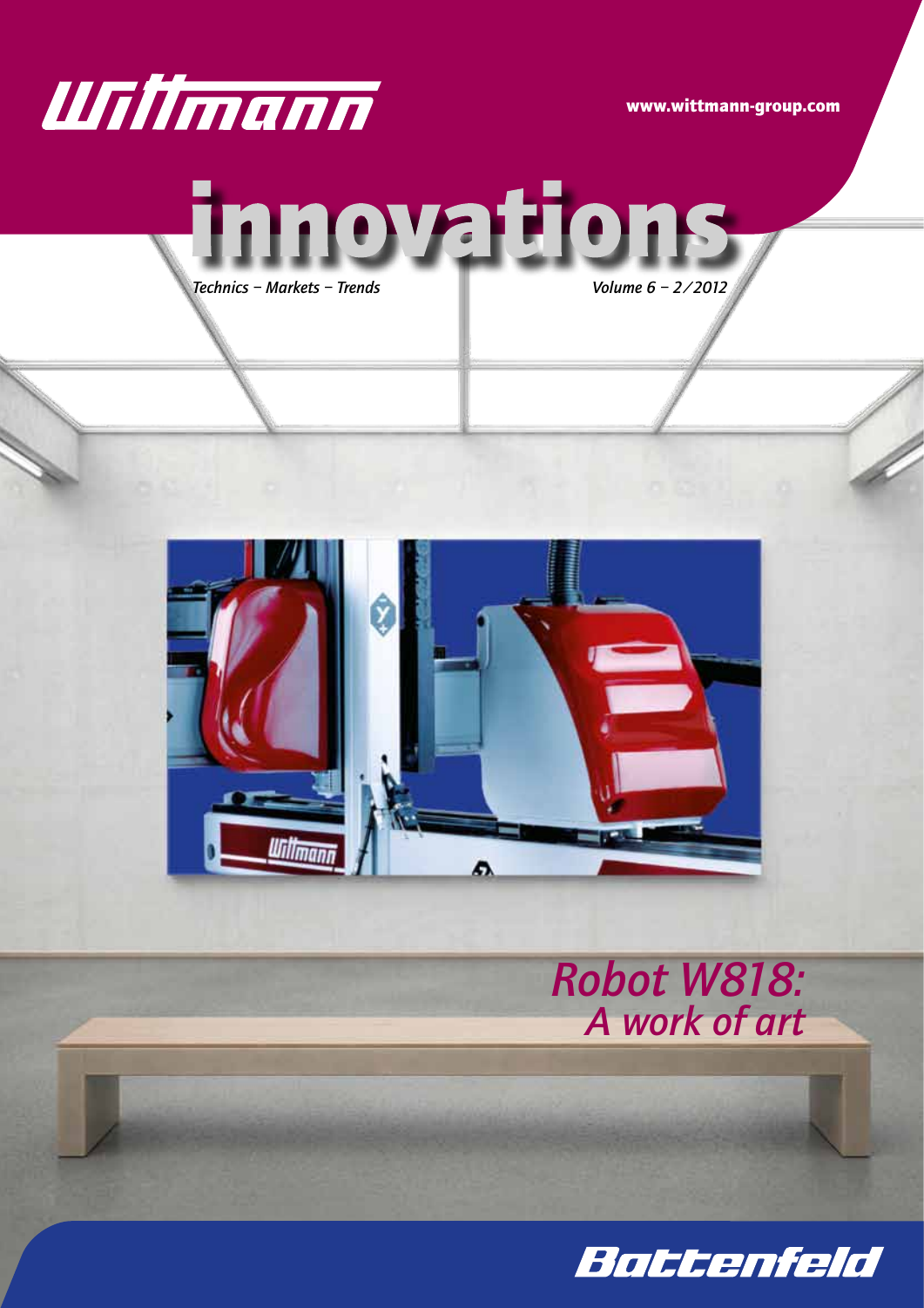Wittmann

www.wittmann-group.com

# innovations

*Technics – Markets – Trends*

*Volume 6 – 2/2012*

## *Robot W818: A work of art*

Battenfeld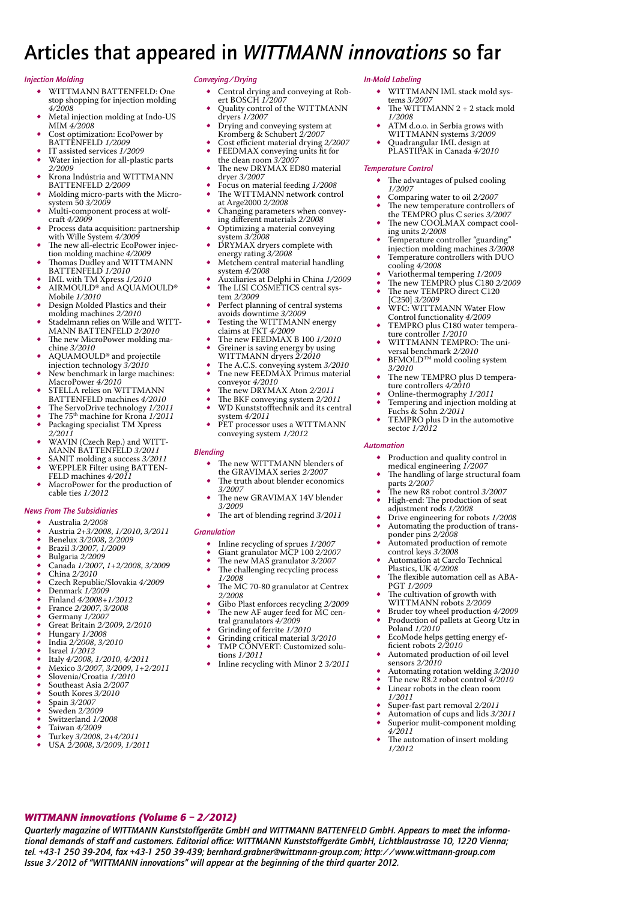# Articles that appeared in *WITTMANN innovations* so far

### *Injection Molding*

- WITTMANN BATTENFELD: One stop shopping for injection molding *4/2008*
- Metal injection molding at Indo-US MIM *4/2008*
- Cost optimization: EcoPower by BATTENFELD *1/2009*
- IT assisted services *1/2009*
- Water injection for all-plastic parts *2/2009*
- Krona Indústria and WITTMANN BATTENFELD *2/2009*
- Molding micro-parts with the Microsystem 50 *3/2009*
- Multi-component process at wolfcraft *4/2009*
- Process data acquisition: partnership with Wille System *4/2009*
- The new all-electric EcoPower injection molding machine *4/2009*
- Thomas Dudley and WITTMANN BATTENFELD *1/2010*
- IML with TM Xpress *1/2010*
- AIRMOULD® and AQUAMOULD® Mobile *1/2010*
- Design Molded Plastics and their molding machines *2/2010*
- Stadelmann relies on Wille and WITTMANN BATTENFELD *2/2010*
- The new MicroPower molding machine *3/2010*
- AQUAMOULD® and projectile injection technology *3/2010*
- New benchmark in large machines: MacroPower *4/2010*
- STELLA relies on WITTMANN BATTENFELD machines *4/2010*
- The ServoDrive technology *1/2011*
- The 75th machine for Krona *1/2011*
- Packaging specialist TM Xpress *2/2011*
- WAVIN (Czech Rep.) and WITTMANN BATTENFELD *3/2011*
- SANIT molding a success *3/2011*
- WEPPLER Filter using BATTENFELD machines *4/2011*
- MacroPower for the production of cable ties *1/2012*

### *News From The Subsidiaries*

- Australia *2/2008*
- Austria *2+3/2008, 1/2010, 3/2011*
- Benelux *3/2008, 2/2009*
- Brazil *3/2007, 1/2009*
- Bulgaria *2/2009*
- Canada *1/2007, 1+2/2008, 3/2009*
- China *2/2010*
- Czech Republic/Slovakia *4/2009*
- Denmark *1/2009*
- Finland *4/2008+1/2012*
- France *2/2007, 3/2008*
- Germany *1/2007*
- Great Britain *2/2009, 2/2010*
- Hungary *1/2008*
- India *2/2008, 3/2010*
- Israel *1/2012*
- Italy *4/2008, 1/2010, 4/2011*
- Mexico *3/2007, 3/2009, 1+2/2011*
- Slovenia/Croatia *1/2010*
- Southeast Asia *2/2007*
- South Kores *3/2010*
- Spain *3/2007*
- Sweden *2/2009*
- Switzerland *1/2008*
- Taiwan *4/2009*
- Turkey *3/2008, 2+4/2011*
- USA *2/2008, 3/2009, 1/2011*

### *Conveying/Drying*

- Central drying and conveying at Robert BOSCH *1/2007*
- Quality control of the WITTMANN dryers *1/2007*
- Drying and conveying system at Kromberg & Schubert *2/2007*
- Cost efficient material drying *2/2007*
- FEEDMAX conveying units fit for the clean room *3/2007*
- The new DRYMAX ED80 material dryer *3/2007*
- Focus on material feeding *1/2008*
- The WITTMANN network control at Arge2000 *2/2008*
- Changing parameters when conveying different materials *2/2008*
- Optimizing a material conveying system *3/2008*
- DRYMAX dryers complete with energy rating *3/2008*
- Metchem central material handling system *4/2008*
- Auxiliaries at Delphi in China *1/2009*
- The LISI COSMETICS central system *2/2009*
- Perfect planning of central systems avoids downtime *3/2009*
- Testing the WITTMANN energy claims at FKT *4/2009*
- The new FEEDMAX B 100 *1/2010*
- Greiner is saving energy by using WITTMANN dryers *2/2010*
- The A.C.S. conveying system *3/2010*
- Tne new FEEDMAX Primus material conveyor *4/2010*
- The new DRYMAX Aton *2/2011*
- The BKF conveying system *2/2011*
- WD Kunststofftechnik and its central system *4/2011*
- PET processor uses a WITTMANN conveying system *1/2012*

### *Blending*

- The new WITTMANN blenders of the GRAVIMAX series *2/2007*
- The truth about blender economics *3/2007*
- The new GRAVIMAX 14V blender *3/2009*
- The art of blending regrind *3/2011*

### *Granulation*

- Inline recycling of sprues *1/2007*
- Giant granulator MCP 100 *2/2007*
- The new MAS granulator *3/2007*
- The challenging recycling process *1/2008*
- The MC 70-80 granulator at Centrex *2/2008*
- Gibo Plast enforces recycling *2/2009*
- The new AF auger feed for MC central granulators *4/2009*
- Grinding of ferrite *1/2010*
- Grinding critical material *3/2010*
- TMP CONVERT: Customized solutions *1/2011*
- Inline recycling with Minor 2 *3/2011*

### *In-Mold Labeling*

- WITTMANN IML stack mold systems *3/2007*
- The WITTMANN 2 + 2 stack mold *1/2008*
- ATM d.o.o. in Serbia grows with WITTMANN systems *3/2009*
- Quadrangular IML design at PLASTIPAK in Canada *4/2010*

### *Temperature Control*

- The advantages of pulsed cooling *1/2007*
- Comparing water to oil *2/2007*
- The new temperature controllers of the TEMPRO plus C series *3/2007*
- The new COOLMAX compact cooling units *2/2008*
- Temperature controller "guarding" injection molding machines *3/2008*
- Temperature controllers with DUO cooling *4/2008*
- Variothermal tempering *1/2009*
- The new TEMPRO plus C180 *2/2009*
- The new TEMPRO direct C120 [C250] *3/2009*
- WFC: WITTMANN Water Flow Control functionality *4/2009*
- TEMPRO plus C180 water temperature controller *1/2010*
- WITTMANN TEMPRO: The universal benchmark *2/2010*
- BFMOLD™ mold cooling system *3/2010*
- The new TEMPRO plus D temperature controllers *4/2010*
- Online-thermography *1/2011*
- Tempering and injection molding at Fuchs & Sohn *2/2011*
- TEMPRO plus D in the automotive sector *1/2012*

### *Automation*

- Production and quality control in medical engineering *1/2007*
- The handling of large structural foam parts *2/2007*
- The new R8 robot control *3/2007*
- High-end: The production of seat adjustment rods *1/2008*
- Drive engineering for robots *1/2008*
- Automating the production of transponder pins *2/2008*
- Automated production of remote control keys *3/2008*
- Automation at Carclo Technical Plastics, UK *4/2008*
- The flexible automation cell as ABA-PGT *1/2009*
- The cultivation of growth with WITTMANN robots *2/2009*
- Bruder toy wheel production *4/2009*
- Production of pallets at Georg Utz in Poland *1/2010*
- EcoMode helps getting energy efficient robots *2/2010*
- Automated production of oil level sensors *2/2010*
- Automating rotation welding *3/2010*
- The new R8.2 robot control *4/2010*
- Linear robots in the clean room *1/2011*
- Super-fast part removal *2/2011*
- Automation of cups and lids *3/2011*
- Superior mulit-component molding *4/2011*
- The automation of insert molding *1/2012*

### *WITTMANN innovations (Volume 6 – 2/2012)*

*Quarterly magazine of WITTMANN Kunststoffgeräte GmbH and WITTMANN BATTENFELD GmbH. Appears to meet the informational demands of staff and customers. Editorial office: WITTMANN Kunststoffgeräte GmbH, Lichtblaustrasse 10, 1220 Vienna; tel. +43-1 250 39-204, fax +43-1 250 39-439; bernhard.grabner@wittmann-group.com; http://www.wittmann-group.com*
*Issue 3/2012 of "WITTMANN innovations" will appear at the beginning of the third quarter 2012.*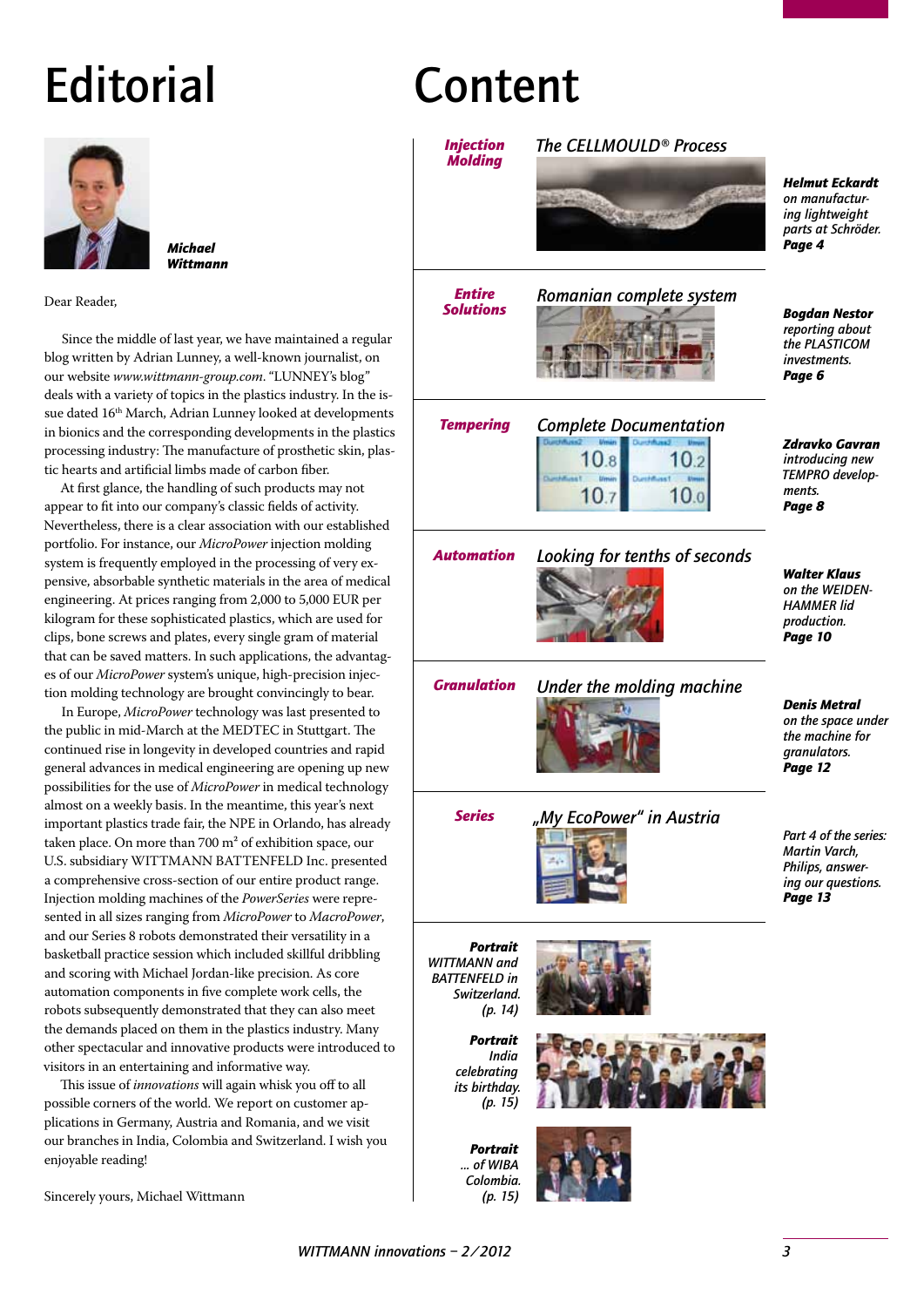# Editorial

***Michael Wittmann***

Dear Reader,

Since the middle of last year, we have maintained a regular blog written by Adrian Lunney, a well-known journalist, on our website *www.wittmann-group.com*. "LUNNEY's blog" deals with a variety of topics in the plastics industry. In the issue dated 16th March, Adrian Lunney looked at developments in bionics and the corresponding developments in the plastics processing industry: The manufacture of prosthetic skin, plastic hearts and artificial limbs made of carbon fiber.

At first glance, the handling of such products may not appear to fit into our company's classic fields of activity. Nevertheless, there is a clear association with our established portfolio. For instance, our *MicroPower* injection molding system is frequently employed in the processing of very expensive, absorbable synthetic materials in the area of medical engineering. At prices ranging from 2,000 to 5,000 EUR per kilogram for these sophisticated plastics, which are used for clips, bone screws and plates, every single gram of material that can be saved matters. In such applications, the advantages of our *MicroPower* system's unique, high-precision injection molding technology are brought convincingly to bear.

In Europe, *MicroPower* technology was last presented to the public in mid-March at the MEDTEC in Stuttgart. The continued rise in longevity in developed countries and rapid general advances in medical engineering are opening up new possibilities for the use of *MicroPower* in medical technology almost on a weekly basis. In the meantime, this year's next important plastics trade fair, the NPE in Orlando, has already taken place. On more than 700 m² of exhibition space, our U.S. subsidiary WITTMANN BATTENFELD Inc. presented a comprehensive cross-section of our entire product range. Injection molding machines of the *PowerSeries* were represented in all sizes ranging from *MicroPower* to *MacroPower*, and our Series 8 robots demonstrated their versatility in a basketball practice session which included skillful dribbling and scoring with Michael Jordan-like precision. As core automation components in five complete work cells, the robots subsequently demonstrated that they can also meet the demands placed on them in the plastics industry. Many other spectacular and innovative products were introduced to visitors in an entertaining and informative way.

This issue of *innovations* will again whisk you off to all possible corners of the world. We report on customer applications in Germany, Austria and Romania, and we visit our branches in India, Colombia and Switzerland. I wish you enjoyable reading!

Sincerely yours, Michael Wittmann

# Content

***Injection Molding***

*The CELLMOULD® Process*

***Helmut Eckardt*** *on manufacturing lightweight parts at Schröder.* ***Page 4***

***Entire Solutions***

*Romanian complete system*

***Bogdan Nestor*** *reporting about the PLASTICOM investments.* ***Page 6***

***Tempering***

*Complete Documentation*

***Zdravko Gavran*** *introducing new TEMPRO developments.* ***Page 8***

***Automation***

*Looking for tenths of seconds*

***Walter Klaus*** *on the WEIDENHAMMER lid production.* ***Page 10***

***Granulation***

*Under the molding machine*

***Denis Metral*** *on the space under the machine for granulators.* ***Page 12***

***Series***

*„My EcoPower" in Austria*

*Part 4 of the series: Martin Varch, Philips, answering our questions.* ***Page 13***

***Portrait*** *WITTMANN and BATTENFELD in Switzerland. (p. 14)*

***Portrait*** *India celebrating its birthday. (p. 15)*

***Portrait*** *... of WIBA Colombia. (p. 15)*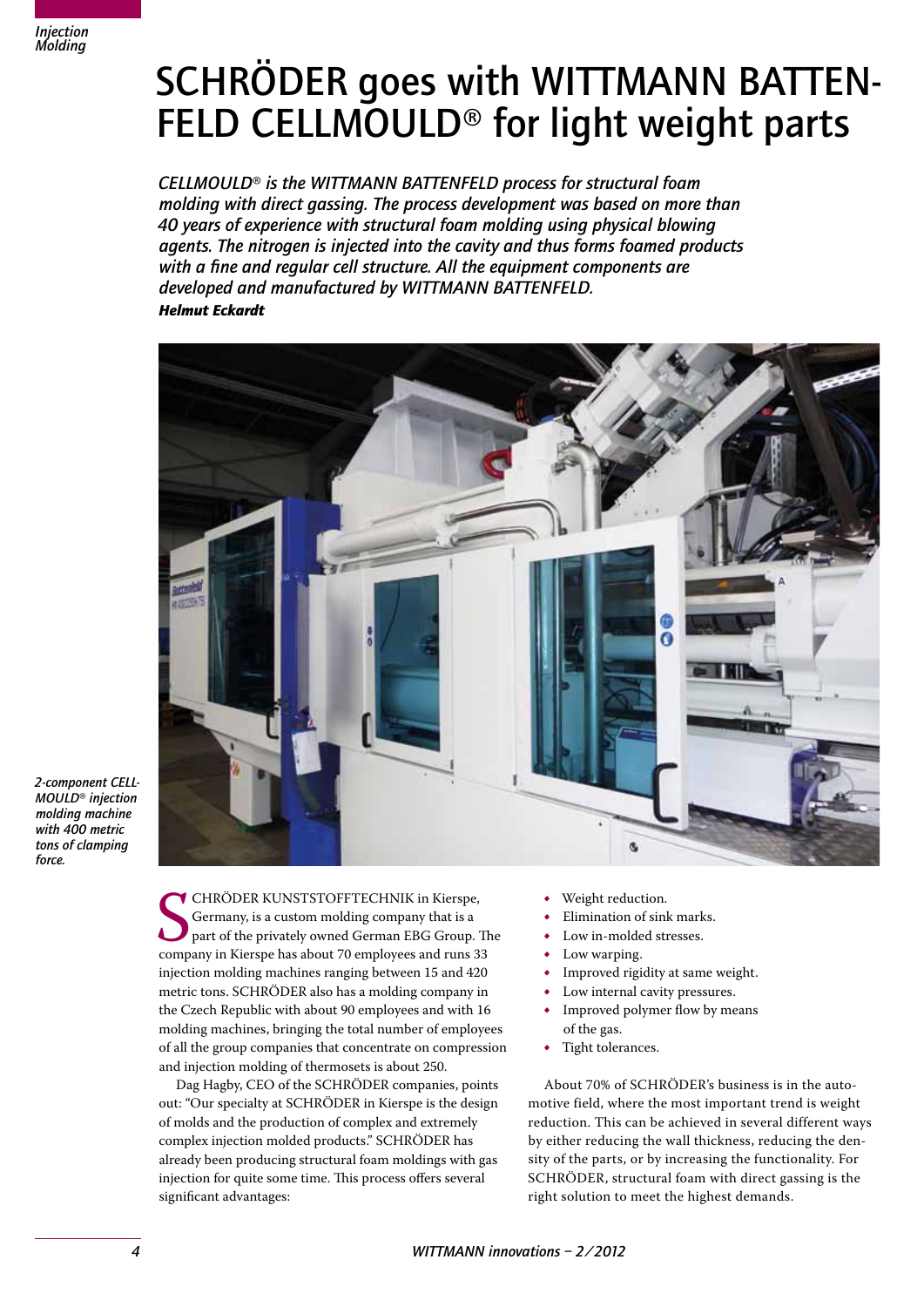# SCHRÖDER goes with WITTMANN BATTENFELD CELLMOULD® for light weight parts

*CELLMOULD® is the WITTMANN BATTENFELD process for structural foam molding with direct gassing. The process development was based on more than 40 years of experience with structural foam molding using physical blowing agents. The nitrogen is injected into the cavity and thus forms foamed products with a fine and regular cell structure. All the equipment components are developed and manufactured by WITTMANN BATTENFELD.*

***Helmut Eckardt***

*2-component CELLMOULD® injection molding machine with 400 metric tons of clamping force.*

SCHRÖDER KUNSTSTOFFTECHNIK in Kierspe, Germany, is a custom molding company that is a part of the privately owned German EBG Group. The company in Kierspe has about 70 employees and runs 33 injection molding machines ranging between 15 and 420 metric tons. SCHRÖDER also has a molding company in the Czech Republic with about 90 employees and with 16 molding machines, bringing the total number of employees of all the group companies that concentrate on compression and injection molding of thermosets is about 250.

Dag Hagby, CEO of the SCHRÖDER companies, points out: "Our specialty at SCHRÖDER in Kierspe is the design of molds and the production of complex and extremely complex injection molded products." SCHRÖDER has already been producing structural foam moldings with gas injection for quite some time. This process offers several significant advantages:

- Weight reduction.
- Elimination of sink marks.
- Low in-molded stresses.
- Low warping.
- Improved rigidity at same weight.
- Low internal cavity pressures.
- Improved polymer flow by means of the gas.
- Tight tolerances.

About 70% of SCHRÖDER's business is in the automotive field, where the most important trend is weight reduction. This can be achieved in several different ways by either reducing the wall thickness, reducing the density of the parts, or by increasing the functionality. For SCHRÖDER, structural foam with direct gassing is the right solution to meet the highest demands.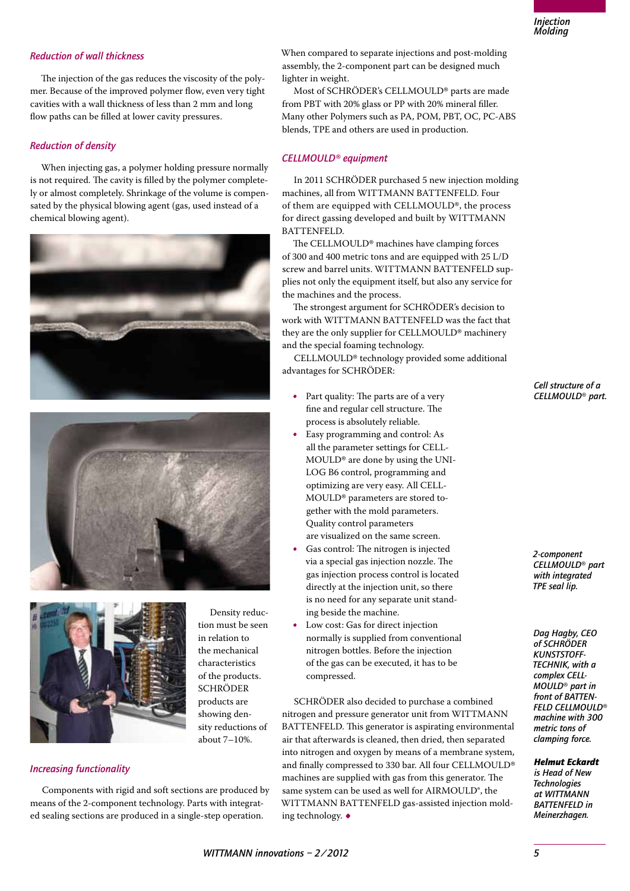### Reduction of wall thickness

The injection of the gas reduces the viscosity of the polymer. Because of the improved polymer flow, even very tight cavities with a wall thickness of less than 2 mm and long flow paths can be filled at lower cavity pressures.

### Reduction of density

When injecting gas, a polymer holding pressure normally is not required. The cavity is filled by the polymer completely or almost completely. Shrinkage of the volume is compensated by the physical blowing agent (gas, used instead of a chemical blowing agent).

Density reduction must be seen in relation to the mechanical characteristics of the products. SCHRÖDER products are showing density reductions of about 7–10%.

### Increasing functionality

Components with rigid and soft sections are produced by means of the 2-component technology. Parts with integrated sealing sections are produced in a single-step operation. When compared to separate injections and post-molding assembly, the 2-component part can be designed much lighter in weight.

Most of SCHRÖDER's CELLMOULD® parts are made from PBT with 20% glass or PP with 20% mineral filler. Many other Polymers such as PA, POM, PBT, OC, PC-ABS blends, TPE and others are used in production.

### CELLMOULD® equipment

In 2011 SCHRÖDER purchased 5 new injection molding machines, all from WITTMANN BATTENFELD. Four of them are equipped with CELLMOULD®, the process for direct gassing developed and built by WITTMANN BATTENFELD.

The CELLMOULD® machines have clamping forces of 300 and 400 metric tons and are equipped with 25 L/D screw and barrel units. WITTMANN BATTENFELD supplies not only the equipment itself, but also any service for the machines and the process.

The strongest argument for SCHRÖDER's decision to work with WITTMANN BATTENFELD was the fact that they are the only supplier for CELLMOULD® machinery and the special foaming technology.

CELLMOULD® technology provided some additional advantages for SCHRÖDER:

- Part quality: The parts are of a very fine and regular cell structure. The process is absolutely reliable.
- Easy programming and control: As all the parameter settings for CELLMOULD® are done by using the UNILOG B6 control, programming and optimizing are very easy. All CELLMOULD® parameters are stored together with the mold parameters. Quality control parameters are visualized on the same screen.
- Gas control: The nitrogen is injected via a special gas injection nozzle. The gas injection process control is located directly at the injection unit, so there is no need for any separate unit standing beside the machine.
- Low cost: Gas for direct injection normally is supplied from conventional nitrogen bottles. Before the injection of the gas can be executed, it has to be compressed.

SCHRÖDER also decided to purchase a combined nitrogen and pressure generator unit from WITTMANN BATTENFELD. This generator is aspirating environmental air that afterwards is cleaned, then dried, then separated into nitrogen and oxygen by means of a membrane system, and finally compressed to 330 bar. All four CELLMOULD® machines are supplied with gas from this generator. The same system can be used as well for AIRMOULD®, the WITTMANN BATTENFELD gas-assisted injection molding technology. ◆

*Cell structure of a CELLMOULD® part.*

*2-component CELLMOULD® part with integrated TPE seal lip.*

*Dag Hagby, CEO of SCHRÖDER KUNSTSTOFF-TECHNIK, with a complex CELLMOULD® part in front of BATTENFELD CELLMOULD® machine with 300 metric tons of clamping force.*

***Helmut Eckardt*** *is Head of New Technologies at WITTMANN BATTENFELD in Meinerzhagen.*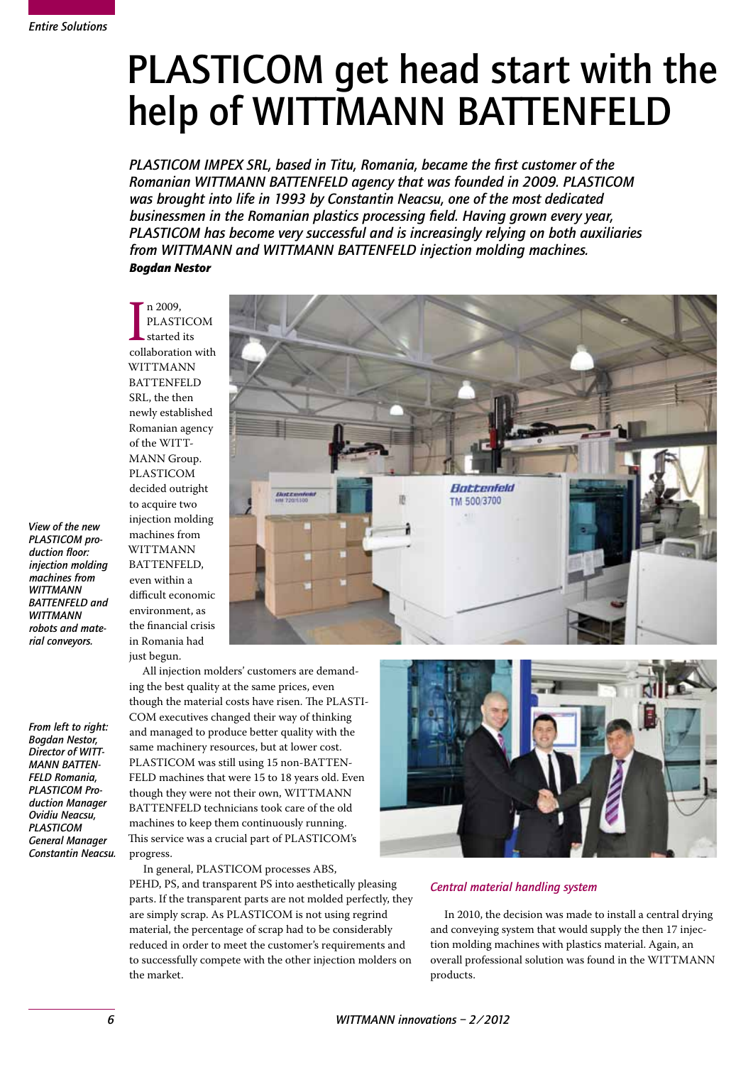# PLASTICOM get head start with the help of WITTMANN BATTENFELD

*PLASTICOM IMPEX SRL, based in Titu, Romania, became the first customer of the Romanian WITTMANN BATTENFELD agency that was founded in 2009. PLASTICOM was brought into life in 1993 by Constantin Neacsu, one of the most dedicated businessmen in the Romanian plastics processing field. Having grown every year, PLASTICOM has become very successful and is increasingly relying on both auxiliaries from WITTMANN and WITTMANN BATTENFELD injection molding machines.*

***Bogdan Nestor***

In 2009, PLASTICOM started its collaboration with WITTMANN BATTENFELD SRL, the then newly established Romanian agency of the WITTMANN Group. PLASTICOM decided outright to acquire two injection molding machines from WITTMANN BATTENFELD, even within a difficult economic environment, as the financial crisis in Romania had just begun.

*View of the new PLASTICOM production floor: injection molding machines from WITTMANN BATTENFELD and WITTMANN robots and material conveyors.*

All injection molders' customers are demanding the best quality at the same prices, even though the material costs have risen. The PLASTICOM executives changed their way of thinking and managed to produce better quality with the same machinery resources, but at lower cost. PLASTICOM was still using 15 non-BATTENFELD machines that were 15 to 18 years old. Even though they were not their own, WITTMANN BATTENFELD technicians took care of the old machines to keep them continuously running. This service was a crucial part of PLASTICOM's progress.

*From left to right: Bogdan Nestor, Director of WITTMANN BATTENFELD Romania, PLASTICOM Production Manager Ovidiu Neacsu, PLASTICOM General Manager Constantin Neacsu.*

In general, PLASTICOM processes ABS, PEHD, PS, and transparent PS into aesthetically pleasing parts. If the transparent parts are not molded perfectly, they are simply scrap. As PLASTICOM is not using regrind material, the percentage of scrap had to be considerably reduced in order to meet the customer's requirements and to successfully compete with the other injection molders on the market.

### Central material handling system

In 2010, the decision was made to install a central drying and conveying system that would supply the then 17 injection molding machines with plastics material. Again, an overall professional solution was found in the WITTMANN products.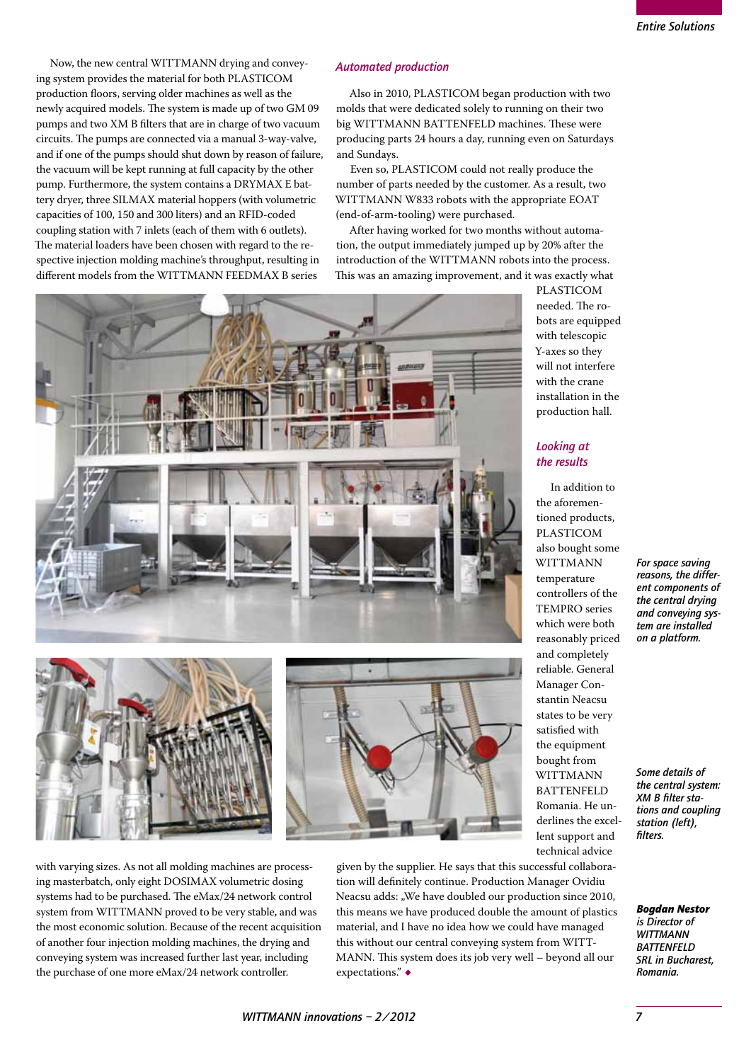Now, the new central WITTMANN drying and conveying system provides the material for both PLASTICOM production floors, serving older machines as well as the newly acquired models. The system is made up of two GM 09 pumps and two XM B filters that are in charge of two vacuum circuits. The pumps are connected via a manual 3-way-valve, and if one of the pumps should shut down by reason of failure, the vacuum will be kept running at full capacity by the other pump. Furthermore, the system contains a DRYMAX E battery dryer, three SILMAX material hoppers (with volumetric capacities of 100, 150 and 300 liters) and an RFID-coded coupling station with 7 inlets (each of them with 6 outlets). The material loaders have been chosen with regard to the respective injection molding machine's throughput, resulting in different models from the WITTMANN FEEDMAX B series with varying sizes. As not all molding machines are processing masterbatch, only eight DOSIMAX volumetric dosing systems had to be purchased. The eMax/24 network control system from WITTMANN proved to be very stable, and was the most economic solution. Because of the recent acquisition of another four injection molding machines, the drying and conveying system was increased further last year, including the purchase of one more eMax/24 network controller.

## *Automated production*

Also in 2010, PLASTICOM began production with two molds that were dedicated solely to running on their two big WITTMANN BATTENFELD machines. These were producing parts 24 hours a day, running even on Saturdays and Sundays.

Even so, PLASTICOM could not really produce the number of parts needed by the customer. As a result, two WITTMANN W833 robots with the appropriate EOAT (end-of-arm-tooling) were purchased.

After having worked for two months without automation, the output immediately jumped up by 20% after the introduction of the WITTMANN robots into the process. This was an amazing improvement, and it was exactly what PLASTICOM needed. The robots are equipped with telescopic Y-axes so they will not interfere with the crane installation in the production hall.

## *Looking at the results*

In addition to the aforementioned products, PLASTICOM also bought some WITTMANN temperature controllers of the TEMPRO series which were both reasonably priced and completely reliable. General Manager Constantin Neacsu states to be very satisfied with the equipment bought from WITTMANN BATTENFELD Romania. He underlines the excellent support and technical advice given by the supplier. He says that this successful collaboration will definitely continue. Production Manager Ovidiu Neacsu adds: „We have doubled our production since 2010, this means we have produced double the amount of plastics material, and I have no idea how we could have managed this without our central conveying system from WITTMANN. This system does its job very well – beyond all our expectations." ◆

*For space saving reasons, the different components of the central drying and conveying system are installed on a platform.*

*Some details of the central system: XM B filter stations and coupling station (left), filters.*

***Bogdan Nestor*** *is Director of WITTMANN BATTENFELD SRL in Bucharest, Romania.*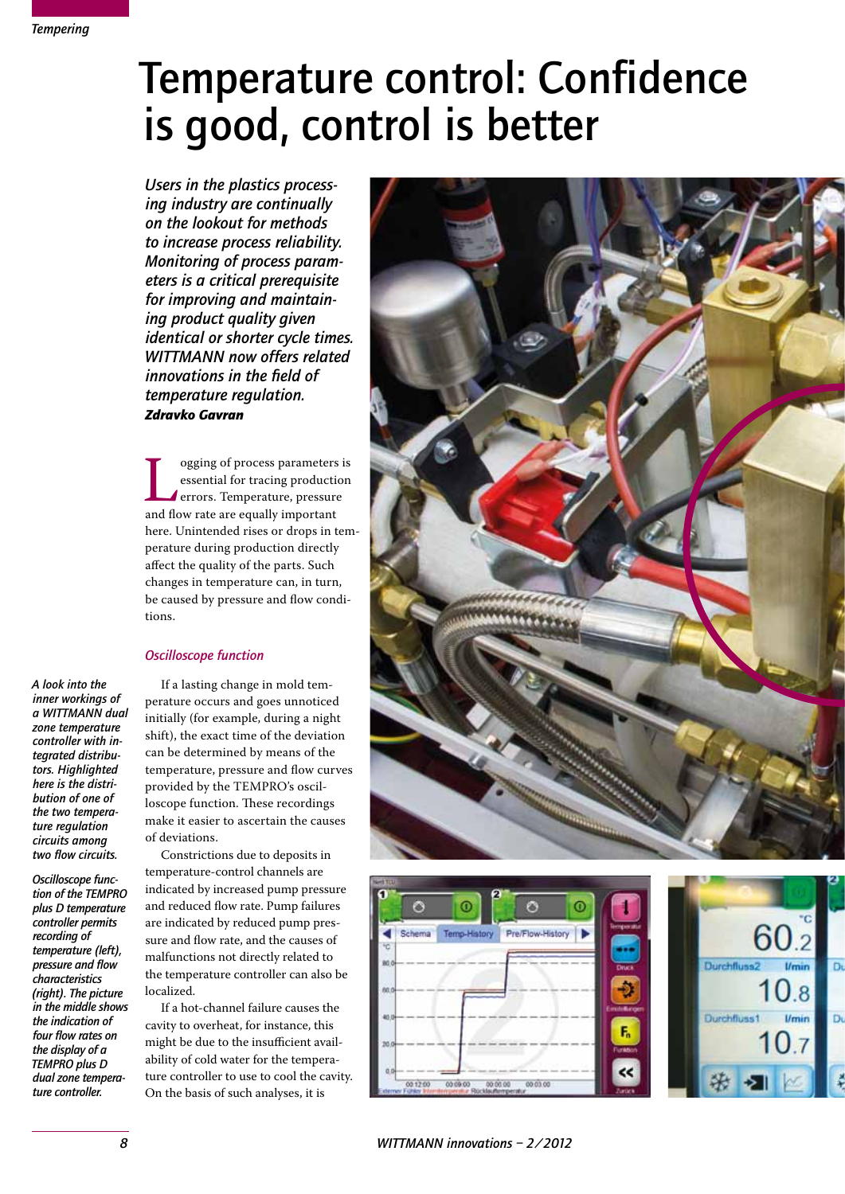# Temperature control: Confidence is good, control is better

*Users in the plastics processing industry are continually on the lookout for methods to increase process reliability. Monitoring of process parameters is a critical prerequisite for improving and maintaining product quality given identical or shorter cycle times. WITTMANN now offers related innovations in the field of temperature regulation.*

***Zdravko Gavran***

Logging of process parameters is essential for tracing production errors. Temperature, pressure and flow rate are equally important here. Unintended rises or drops in temperature during production directly affect the quality of the parts. Such changes in temperature can, in turn, be caused by pressure and flow conditions.

### *Oscilloscope function*

If a lasting change in mold temperature occurs and goes unnoticed initially (for example, during a night shift), the exact time of the deviation can be determined by means of the temperature, pressure and flow curves provided by the TEMPRO's oscilloscope function. These recordings make it easier to ascertain the causes of deviations.

Constrictions due to deposits in temperature-control channels are indicated by increased pump pressure and reduced flow rate. Pump failures are indicated by reduced pump pressure and flow rate, and the causes of malfunctions not directly related to the temperature controller can also be localized.

If a hot-channel failure causes the cavity to overheat, for instance, this might be due to the insufficient availability of cold water for the temperature controller to use to cool the cavity. On the basis of such analyses, it is

*A look into the inner workings of a WITTMANN dual zone temperature controller with integrated distributors. Highlighted here is the distribution of one of the two temperature regulation circuits among two flow circuits.*

*Oscilloscope function of the TEMPRO plus D temperature controller permits recording of temperature (left), pressure and flow characteristics (right). The picture in the middle shows the indication of four flow rates on the display of a TEMPRO plus D dual zone temperature controller.*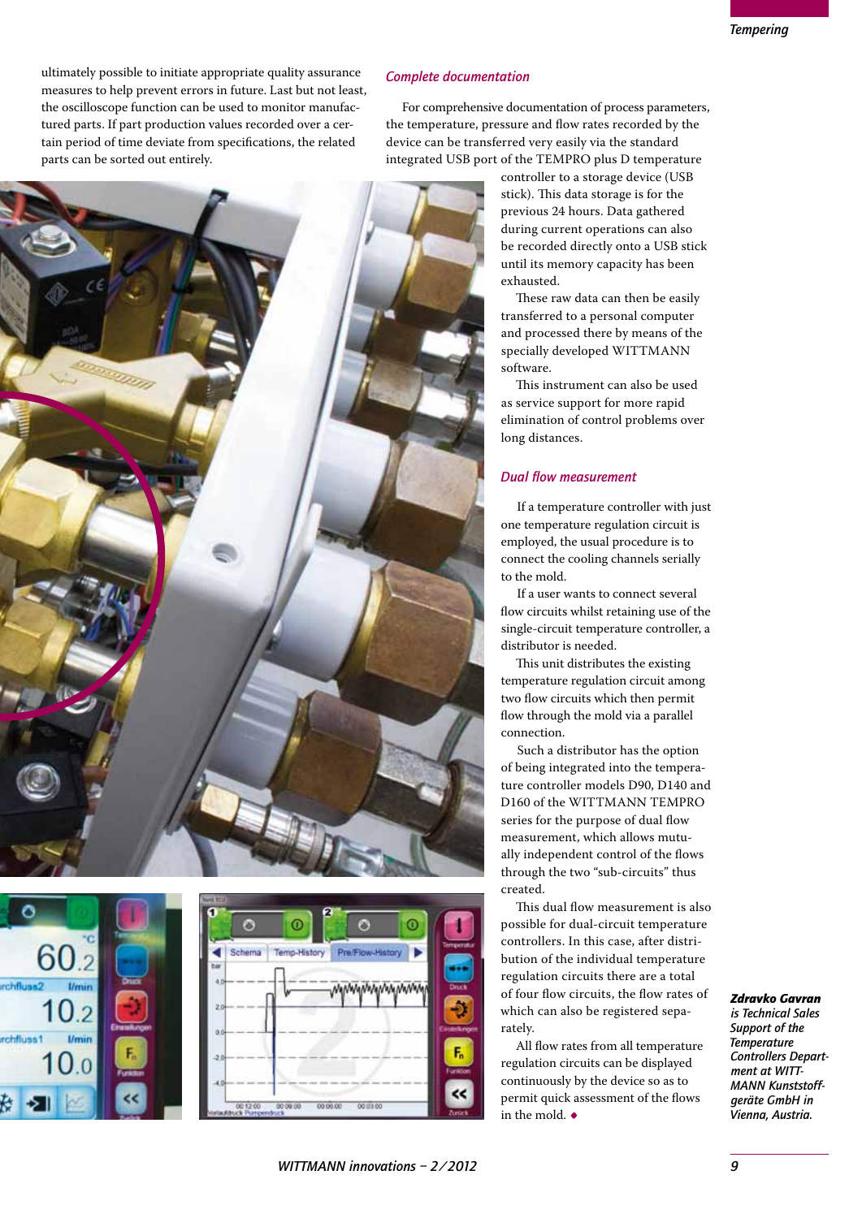ultimately possible to initiate appropriate quality assurance measures to help prevent errors in future. Last but not least, the oscilloscope function can be used to monitor manufactured parts. If part production values recorded over a certain period of time deviate from specifications, the related parts can be sorted out entirely.

### *Complete documentation*

For comprehensive documentation of process parameters, the temperature, pressure and flow rates recorded by the device can be transferred very easily via the standard integrated USB port of the TEMPRO plus D temperature controller to a storage device (USB stick). This data storage is for the previous 24 hours. Data gathered during current operations can also be recorded directly onto a USB stick until its memory capacity has been exhausted.

These raw data can then be easily transferred to a personal computer and processed there by means of the specially developed WITTMANN software.

This instrument can also be used as service support for more rapid elimination of control problems over long distances.

### *Dual flow measurement*

If a temperature controller with just one temperature regulation circuit is employed, the usual procedure is to connect the cooling channels serially to the mold.

If a user wants to connect several flow circuits whilst retaining use of the single-circuit temperature controller, a distributor is needed.

This unit distributes the existing temperature regulation circuit among two flow circuits which then permit flow through the mold via a parallel connection.

Such a distributor has the option of being integrated into the temperature controller models D90, D140 and D160 of the WITTMANN TEMPRO series for the purpose of dual flow measurement, which allows mutually independent control of the flows through the two "sub-circuits" thus created.

This dual flow measurement is also possible for dual-circuit temperature controllers. In this case, after distribution of the individual temperature regulation circuits there are a total of four flow circuits, the flow rates of which can also be registered separately.

All flow rates from all temperature regulation circuits can be displayed continuously by the device so as to permit quick assessment of the flows in the mold. ◆

***Zdravko Gavran*** *is Technical Sales Support of the Temperature Controllers Department at WITTMANN Kunststoffgeräte GmbH in Vienna, Austria.*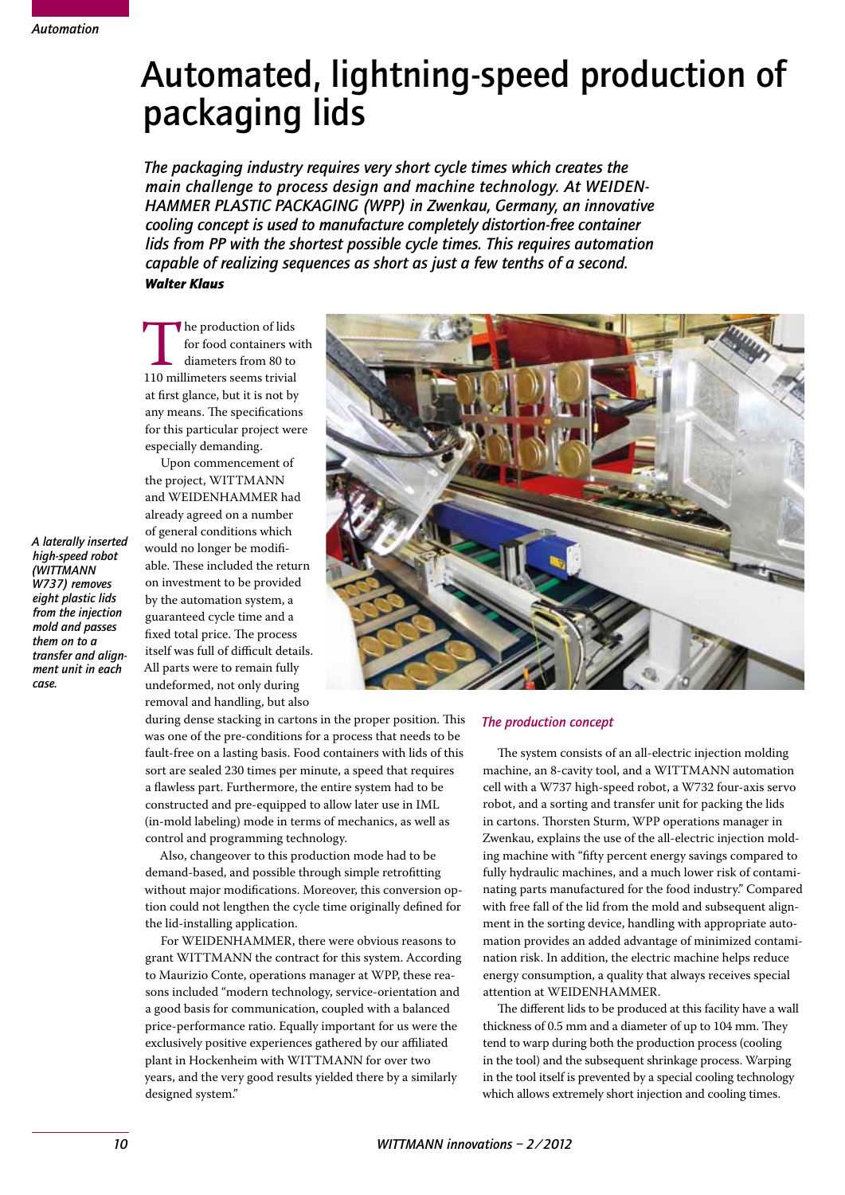# Automated, lightning-speed production of packaging lids

***The packaging industry requires very short cycle times which creates the main challenge to process design and machine technology. At WEIDEN­HAMMER PLASTIC PACKAGING (WPP) in Zwenkau, Germany, an innovative cooling concept is used to manufacture completely distortion-free container lids from PP with the shortest possible cycle times. This requires automation capable of realizing sequences as short as just a few tenths of a second.***

***Walter Klaus***

*A laterally inserted high-speed robot (WITTMANN W737) removes eight plastic lids from the injection mold and passes them on to a transfer and alignment unit in each case.*

The production of lids for food containers with diameters from 80 to 110 millimeters seems trivial at first glance, but it is not by any means. The specifications for this particular project were especially demanding.

Upon commencement of the project, WITTMANN and WEIDENHAMMER had already agreed on a number of general conditions which would no longer be modifiable. These included the return on investment to be provided by the automation system, a guaranteed cycle time and a fixed total price. The process itself was full of difficult details. All parts were to remain fully undeformed, not only during removal and handling, but also during dense stacking in cartons in the proper position. This was one of the pre-conditions for a process that needs to be fault-free on a lasting basis. Food containers with lids of this sort are sealed 230 times per minute, a speed that requires a flawless part. Furthermore, the entire system had to be constructed and pre-equipped to allow later use in IML (in-mold labeling) mode in terms of mechanics, as well as control and programming technology.

Also, changeover to this production mode had to be demand-based, and possible through simple retrofitting without major modifications. Moreover, this conversion option could not lengthen the cycle time originally defined for the lid-installing application.

For WEIDENHAMMER, there were obvious reasons to grant WITTMANN the contract for this system. According to Maurizio Conte, operations manager at WPP, these reasons included "modern technology, service-orientation and a good basis for communication, coupled with a balanced price-performance ratio. Equally important for us were the exclusively positive experiences gathered by our affiliated plant in Hockenheim with WITTMANN for over two years, and the very good results yielded there by a similarly designed system."

### *The production concept*

The system consists of an all-electric injection molding machine, an 8-cavity tool, and a WITTMANN automation cell with a W737 high-speed robot, a W732 four-axis servo robot, and a sorting and transfer unit for packing the lids in cartons. Thorsten Sturm, WPP operations manager in Zwenkau, explains the use of the all-electric injection molding machine with "fifty percent energy savings compared to fully hydraulic machines, and a much lower risk of contaminating parts manufactured for the food industry." Compared with free fall of the lid from the mold and subsequent alignment in the sorting device, handling with appropriate automation provides an added advantage of minimized contamination risk. In addition, the electric machine helps reduce energy consumption, a quality that always receives special attention at WEIDENHAMMER.

The different lids to be produced at this facility have a wall thickness of 0.5 mm and a diameter of up to 104 mm. They tend to warp during both the production process (cooling in the tool) and the subsequent shrinkage process. Warping in the tool itself is prevented by a special cooling technology which allows extremely short injection and cooling times.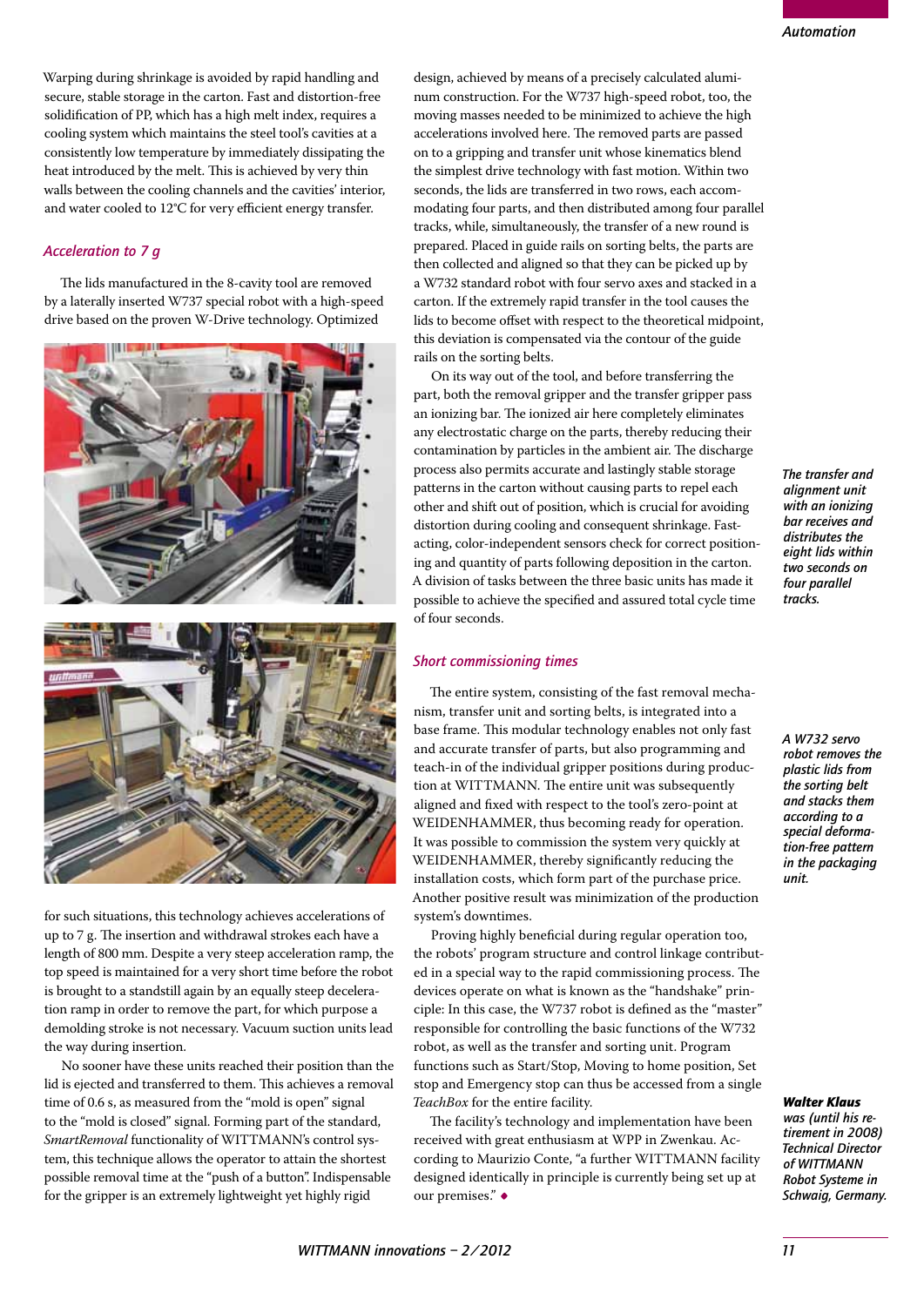Warping during shrinkage is avoided by rapid handling and secure, stable storage in the carton. Fast and distortion-free solidification of PP, which has a high melt index, requires a cooling system which maintains the steel tool's cavities at a consistently low temperature by immediately dissipating the heat introduced by the melt. This is achieved by very thin walls between the cooling channels and the cavities' interior, and water cooled to 12°C for very efficient energy transfer.

## *Acceleration to 7 g*

The lids manufactured in the 8-cavity tool are removed by a laterally inserted W737 special robot with a high-speed drive based on the proven W-Drive technology. Optimized for such situations, this technology achieves accelerations of up to 7 g. The insertion and withdrawal strokes each have a length of 800 mm. Despite a very steep acceleration ramp, the top speed is maintained for a very short time before the robot is brought to a standstill again by an equally steep deceleration ramp in order to remove the part, for which purpose a demolding stroke is not necessary. Vacuum suction units lead the way during insertion.

No sooner have these units reached their position than the lid is ejected and transferred to them. This achieves a removal time of 0.6 s, as measured from the "mold is open" signal to the "mold is closed" signal. Forming part of the standard, *SmartRemoval* functionality of WITTMANN's control system, this technique allows the operator to attain the shortest possible removal time at the "push of a button". Indispensable for the gripper is an extremely lightweight yet highly rigid design, achieved by means of a precisely calculated aluminum construction. For the W737 high-speed robot, too, the moving masses needed to be minimized to achieve the high accelerations involved here. The removed parts are passed on to a gripping and transfer unit whose kinematics blend the simplest drive technology with fast motion. Within two seconds, the lids are transferred in two rows, each accommodating four parts, and then distributed among four parallel tracks, while, simultaneously, the transfer of a new round is prepared. Placed in guide rails on sorting belts, the parts are then collected and aligned so that they can be picked up by a W732 standard robot with four servo axes and stacked in a carton. If the extremely rapid transfer in the tool causes the lids to become offset with respect to the theoretical midpoint, this deviation is compensated via the contour of the guide rails on the sorting belts.

On its way out of the tool, and before transferring the part, both the removal gripper and the transfer gripper pass an ionizing bar. The ionized air here completely eliminates any electrostatic charge on the parts, thereby reducing their contamination by particles in the ambient air. The discharge process also permits accurate and lastingly stable storage patterns in the carton without causing parts to repel each other and shift out of position, which is crucial for avoiding distortion during cooling and consequent shrinkage. Fast-acting, color-independent sensors check for correct positioning and quantity of parts following deposition in the carton. A division of tasks between the three basic units has made it possible to achieve the specified and assured total cycle time of four seconds.

*The transfer and alignment unit with an ionizing bar receives and distributes the eight lids within two seconds on four parallel tracks.*

## *Short commissioning times*

The entire system, consisting of the fast removal mechanism, transfer unit and sorting belts, is integrated into a base frame. This modular technology enables not only fast and accurate transfer of parts, but also programming and teach-in of the individual gripper positions during production at WITTMANN. The entire unit was subsequently aligned and fixed with respect to the tool's zero-point at WEIDENHAMMER, thus becoming ready for operation. It was possible to commission the system very quickly at WEIDENHAMMER, thereby significantly reducing the installation costs, which form part of the purchase price. Another positive result was minimization of the production system's downtimes.

*A W732 servo robot removes the plastic lids from the sorting belt and stacks them according to a special deformation-free pattern in the packaging unit.*

Proving highly beneficial during regular operation too, the robots' program structure and control linkage contributed in a special way to the rapid commissioning process. The devices operate on what is known as the "handshake" principle: In this case, the W737 robot is defined as the "master" responsible for controlling the basic functions of the W732 robot, as well as the transfer and sorting unit. Program functions such as Start/Stop, Moving to home position, Set stop and Emergency stop can thus be accessed from a single *TeachBox* for the entire facility.

The facility's technology and implementation have been received with great enthusiasm at WPP in Zwenkau. According to Maurizio Conte, "a further WITTMANN facility designed identically in principle is currently being set up at our premises." ◆

***Walter Klaus*** *was (until his retirement in 2008) Technical Director of WITTMANN Robot Systeme in Schwaig, Germany.*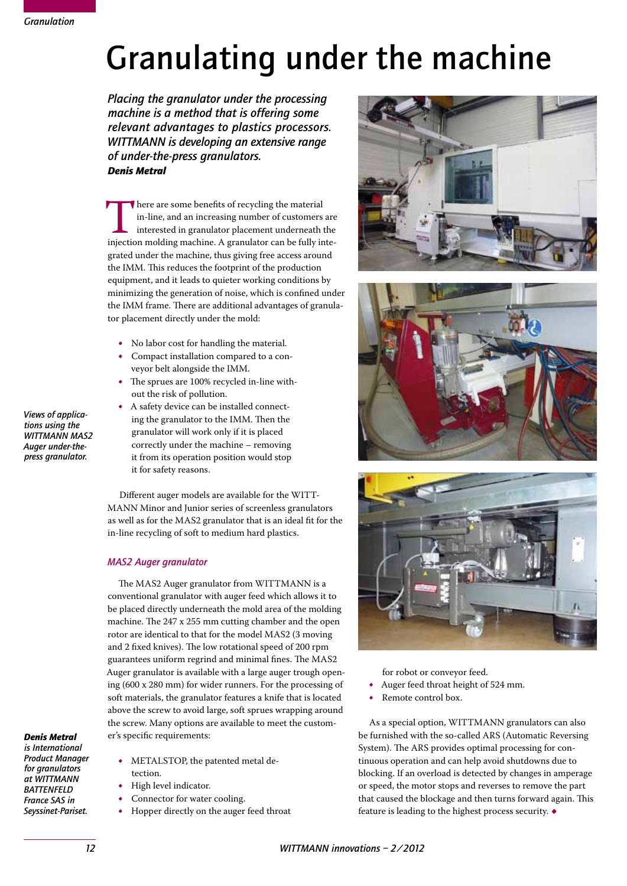# Granulating under the machine

*Placing the granulator under the processing machine is a method that is offering some relevant advantages to plastics processors. WITTMANN is developing an extensive range of under-the-press granulators.*
***Denis Metral***

There are some benefits of recycling the material in-line, and an increasing number of customers are interested in granulator placement underneath the injection molding machine. A granulator can be fully integrated under the machine, thus giving free access around the IMM. This reduces the footprint of the production equipment, and it leads to quieter working conditions by minimizing the generation of noise, which is confined under the IMM frame. There are additional advantages of granulator placement directly under the mold:

- No labor cost for handling the material.
- Compact installation compared to a conveyor belt alongside the IMM.
- The sprues are 100% recycled in-line without the risk of pollution.
- A safety device can be installed connecting the granulator to the IMM. Then the granulator will work only if it is placed correctly under the machine – removing it from its operation position would stop it for safety reasons.

Different auger models are available for the WITTMANN Minor and Junior series of screenless granulators as well as for the MAS2 granulator that is an ideal fit for the in-line recycling of soft to medium hard plastics.

*Views of applications using the WITTMANN MAS2 Auger under-the-press granulator.*

## MAS2 Auger granulator

The MAS2 Auger granulator from WITTMANN is a conventional granulator with auger feed which allows it to be placed directly underneath the mold area of the molding machine. The 247 x 255 mm cutting chamber and the open rotor are identical to that for the model MAS2 (3 moving and 2 fixed knives). The low rotational speed of 200 rpm guarantees uniform regrind and minimal fines. The MAS2 Auger granulator is available with a large auger trough opening (600 x 280 mm) for wider runners. For the processing of soft materials, the granulator features a knife that is located above the screw to avoid large, soft sprues wrapping around the screw. Many options are available to meet the customer's specific requirements:

- METALSTOP, the patented metal detection.
- High level indicator.
- Connector for water cooling.
- Hopper directly on the auger feed throat for robot or conveyor feed.
- Auger feed throat height of 524 mm.
- Remote control box.

As a special option, WITTMANN granulators can also be furnished with the so-called ARS (Automatic Reversing System). The ARS provides optimal processing for continuous operation and can help avoid shutdowns due to blocking. If an overload is detected by changes in amperage or speed, the motor stops and reverses to remove the part that caused the blockage and then turns forward again. This feature is leading to the highest process security.

***Denis Metral*** *is International Product Manager for granulators at WITTMANN BATTENFELD France SAS in Seyssinet-Pariset.*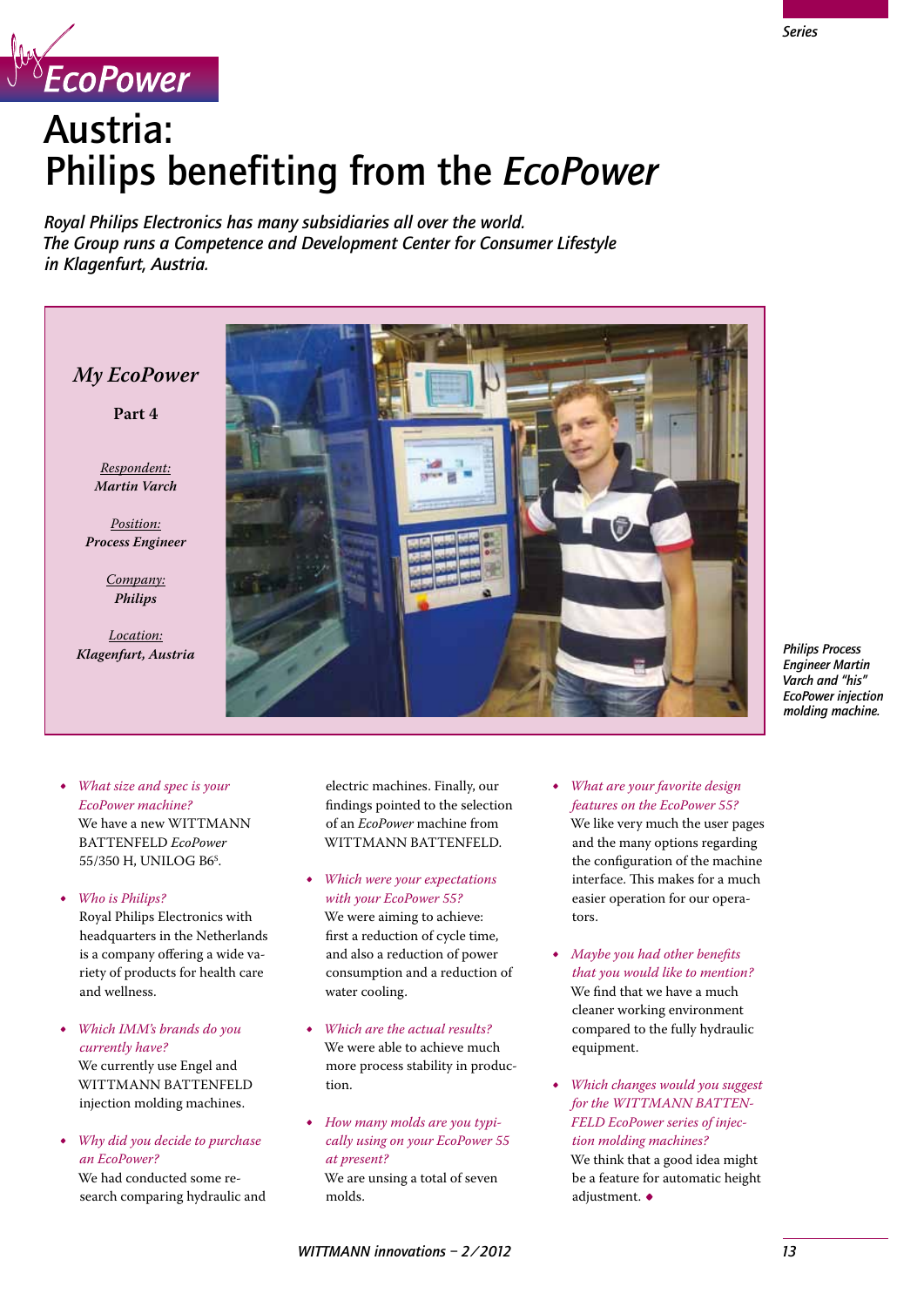My EcoPower

Series

# Austria: Philips benefiting from the *EcoPower*

*Royal Philips Electronics has many subsidiaries all over the world. The Group runs a Competence and Development Center for Consumer Lifestyle in Klagenfurt, Austria.*

***My EcoPower***

**Part 4**

*Respondent:*
***Martin Varch***

*Position:*
***Process Engineer***

*Company:*
***Philips***

*Location:*
***Klagenfurt, Austria***

*Philips Process Engineer Martin Varch and "his" EcoPower injection molding machine.*

- *What size and spec is your EcoPower machine?*
  We have a new WITTMANN BATTENFELD *EcoPower* 55/350 H, UNILOG B6[S].

- *Who is Philips?*
  Royal Philips Electronics with headquarters in the Netherlands is a company offering a wide variety of products for health care and wellness.

- *Which IMM's brands do you currently have?*
  We currently use Engel and WITTMANN BATTENFELD injection molding machines.

- *Why did you decide to purchase an EcoPower?*
  We had conducted some research comparing hydraulic and electric machines. Finally, our findings pointed to the selection of an *EcoPower* machine from WITTMANN BATTENFELD.

- *Which were your expectations with your EcoPower 55?*
  We were aiming to achieve: first a reduction of cycle time, and also a reduction of power consumption and a reduction of water cooling.

- *Which are the actual results?*
  We were able to achieve much more process stability in production.

- *How many molds are you typically using on your EcoPower 55 at present?*
  We are unsing a total of seven molds.

- *What are your favorite design features on the EcoPower 55?*
  We like very much the user pages and the many options regarding the configuration of the machine interface. This makes for a much easier operation for our operators.

- *Maybe you had other benefits that you would like to mention?*
  We find that we have a much cleaner working environment compared to the fully hydraulic equipment.

- *Which changes would you suggest for the WITTMANN BATTENFELD EcoPower series of injection molding machines?*
  We think that a good idea might be a feature for automatic height adjustment. ◆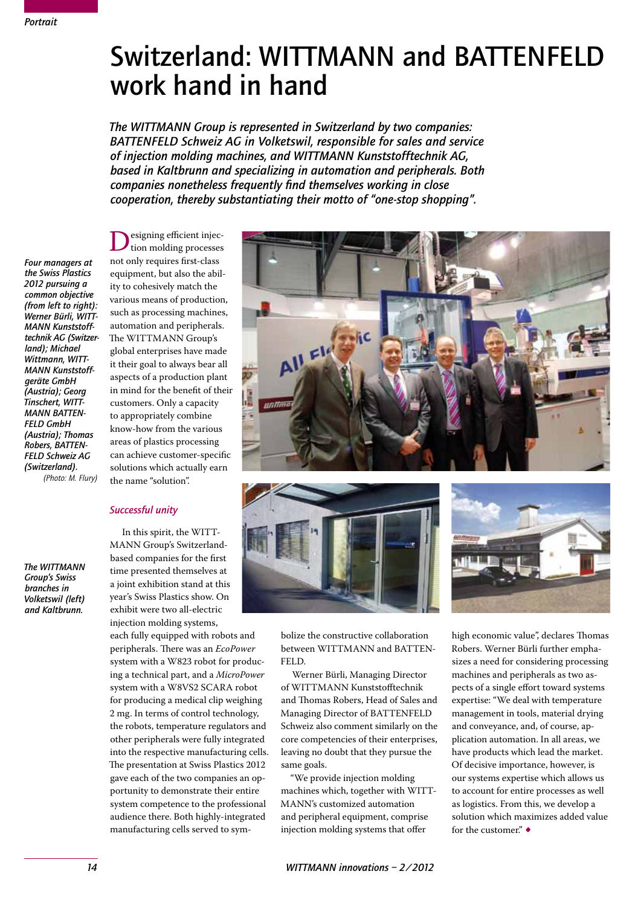*Portrait*

# Switzerland: WITTMANN and BATTENFELD work hand in hand

*The WITTMANN Group is represented in Switzerland by two companies: BATTENFELD Schweiz AG in Volketswil, responsible for sales and service of injection molding machines, and WITTMANN Kunststofftechnik AG, based in Kaltbrunn and specializing in automation and peripherals. Both companies nonetheless frequently find themselves working in close cooperation, thereby substantiating their motto of "one-stop shopping".*

*Four managers at the Swiss Plastics 2012 pursuing a common objective (from left to right): Werner Bürli, WITTMANN Kunststofftechnik AG (Switzerland); Michael Wittmann, WITTMANN Kunststoffgeräte GmbH (Austria); Georg Tinschert, WITTMANN BATTENFELD GmbH (Austria); Thomas Robers, BATTENFELD Schweiz AG (Switzerland).* (Photo: M. Flury)

Designing efficient injection molding processes not only requires first-class equipment, but also the ability to cohesively match the various means of production, such as processing machines, automation and peripherals. The WITTMANN Group's global enterprises have made it their goal to always bear all aspects of a production plant in mind for the benefit of their customers. Only a capacity to appropriately combine know-how from the various areas of plastics processing can achieve customer-specific solutions which actually earn the name "solution".

## Successful unity

In this spirit, the WITTMANN Group's Switzerland-based companies for the first time presented themselves at a joint exhibition stand at this year's Swiss Plastics show. On exhibit were two all-electric injection molding systems, each fully equipped with robots and peripherals. There was an *EcoPower* system with a W823 robot for producing a technical part, and a *MicroPower* system with a W8VS2 SCARA robot for producing a medical clip weighing 2 mg. In terms of control technology, the robots, temperature regulators and other peripherals were fully integrated into the respective manufacturing cells. The presentation at Swiss Plastics 2012 gave each of the two companies an opportunity to demonstrate their entire system competence to the professional audience there. Both highly-integrated manufacturing cells served to symbolize the constructive collaboration between WITTMANN and BATTENFELD.

*The WITTMANN Group's Swiss branches in Volketswil (left) and Kaltbrunn.*

Werner Bürli, Managing Director of WITTMANN Kunststofftechnik and Thomas Robers, Head of Sales and Managing Director of BATTENFELD Schweiz also comment similarly on the core competencies of their enterprises, leaving no doubt that they pursue the same goals.

"We provide injection molding machines which, together with WITTMANN's customized automation and peripheral equipment, comprise injection molding systems that offer high economic value", declares Thomas Robers. Werner Bürli further emphasizes a need for considering processing machines and peripherals as two aspects of a single effort toward systems expertise: "We deal with temperature management in tools, material drying and conveyance, and, of course, application automation. In all areas, we have products which lead the market. Of decisive importance, however, is our systems expertise which allows us to account for entire processes as well as logistics. From this, we develop a solution which maximizes added value for the customer." ◆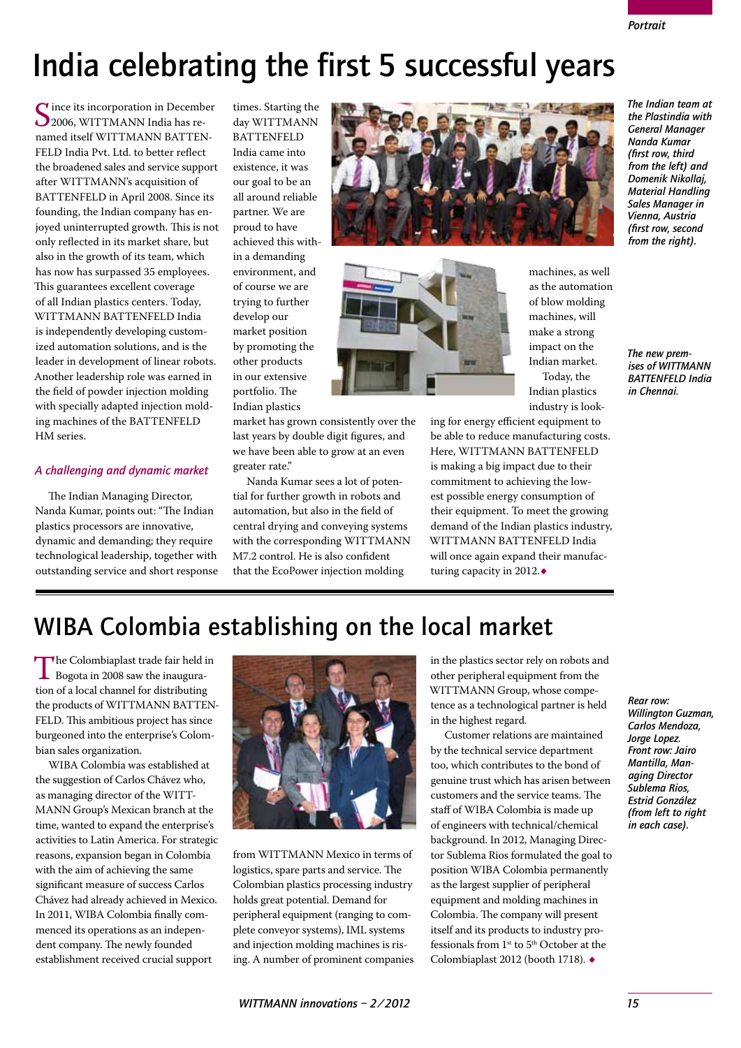# India celebrating the first 5 successful years

Since its incorporation in December 2006, WITTMANN India has renamed itself WITTMANN BATTENFELD India Pvt. Ltd. to better reflect the broadened sales and service support after WITTMANN's acquisition of BATTENFELD in April 2008. Since its founding, the Indian company has enjoyed uninterrupted growth. This is not only reflected in its market share, but also in the growth of its team, which has now has surpassed 35 employees. This guarantees excellent coverage of all Indian plastics centers. Today, WITTMANN BATTENFELD India is independently developing customized automation solutions, and is the leader in development of linear robots. Another leadership role was earned in the field of powder injection molding with specially adapted injection molding machines of the BATTENFELD HM series.

### *A challenging and dynamic market*

The Indian Managing Director, Nanda Kumar, points out: "The Indian plastics processors are innovative, dynamic and demanding; they require technological leadership, together with outstanding service and short response times. Starting the day WITTMANN BATTENFELD India came into existence, it was our goal to be an all around reliable partner. We are proud to have achieved this within a demanding environment, and of course we are trying to further develop our market position by promoting the other products in our extensive portfolio. The Indian plastics market has grown consistently over the last years by double digit figures, and we have been able to grow at an even greater rate."

Nanda Kumar sees a lot of potential for further growth in robots and automation, but also in the field of central drying and conveying systems with the corresponding WITTMANN M7.2 control. He is also confident that the EcoPower injection molding machines, as well as the automation of blow molding machines, will make a strong impact on the Indian market.

Today, the Indian plastics industry is looking for energy efficient equipment to be able to reduce manufacturing costs. Here, WITTMANN BATTENFELD is making a big impact due to their commitment to achieving the lowest possible energy consumption of their equipment. To meet the growing demand of the Indian plastics industry, WITTMANN BATTENFELD India will once again expand their manufacturing capacity in 2012.◆

*The Indian team at the Plastindia with General Manager Nanda Kumar (first row, third from the left) and Domenik Nikollaj, Material Handling Sales Manager in Vienna, Austria (first row, second from the right).*

*The new premises of WITTMANN BATTENFELD India in Chennai.*

# WIBA Colombia establishing on the local market

The Colombiaplast trade fair held in Bogota in 2008 saw the inauguration of a local channel for distributing the products of WITTMANN BATTENFELD. This ambitious project has since burgeoned into the enterprise's Colombian sales organization.

WIBA Colombia was established at the suggestion of Carlos Chávez who, as managing director of the WITTMANN Group's Mexican branch at the time, wanted to expand the enterprise's activities to Latin America. For strategic reasons, expansion began in Colombia with the aim of achieving the same significant measure of success Carlos Chávez had already achieved in Mexico. In 2011, WIBA Colombia finally commenced its operations as an independent company. The newly founded establishment received crucial support from WITTMANN Mexico in terms of logistics, spare parts and service. The Colombian plastics processing industry holds great potential. Demand for peripheral equipment (ranging to complete conveyor systems), IML systems and injection molding machines is rising. A number of prominent companies in the plastics sector rely on robots and other peripheral equipment from the WITTMANN Group, whose competence as a technological partner is held in the highest regard.

Customer relations are maintained by the technical service department too, which contributes to the bond of genuine trust which has arisen between customers and the service teams. The staff of WIBA Colombia is made up of engineers with technical/chemical background. In 2012, Managing Director Sublema Rios formulated the goal to position WIBA Colombia permanently as the largest supplier of peripheral equipment and molding machines in Colombia. The company will present itself and its products to industry professionals from 1st to 5th October at the Colombiaplast 2012 (booth 1718). ◆

*Rear row: Willington Guzman, Carlos Mendoza, Jorge Lopez. Front row: Jairo Mantilla, Managing Director Sublema Rios, Estrid González (from left to right in each case).*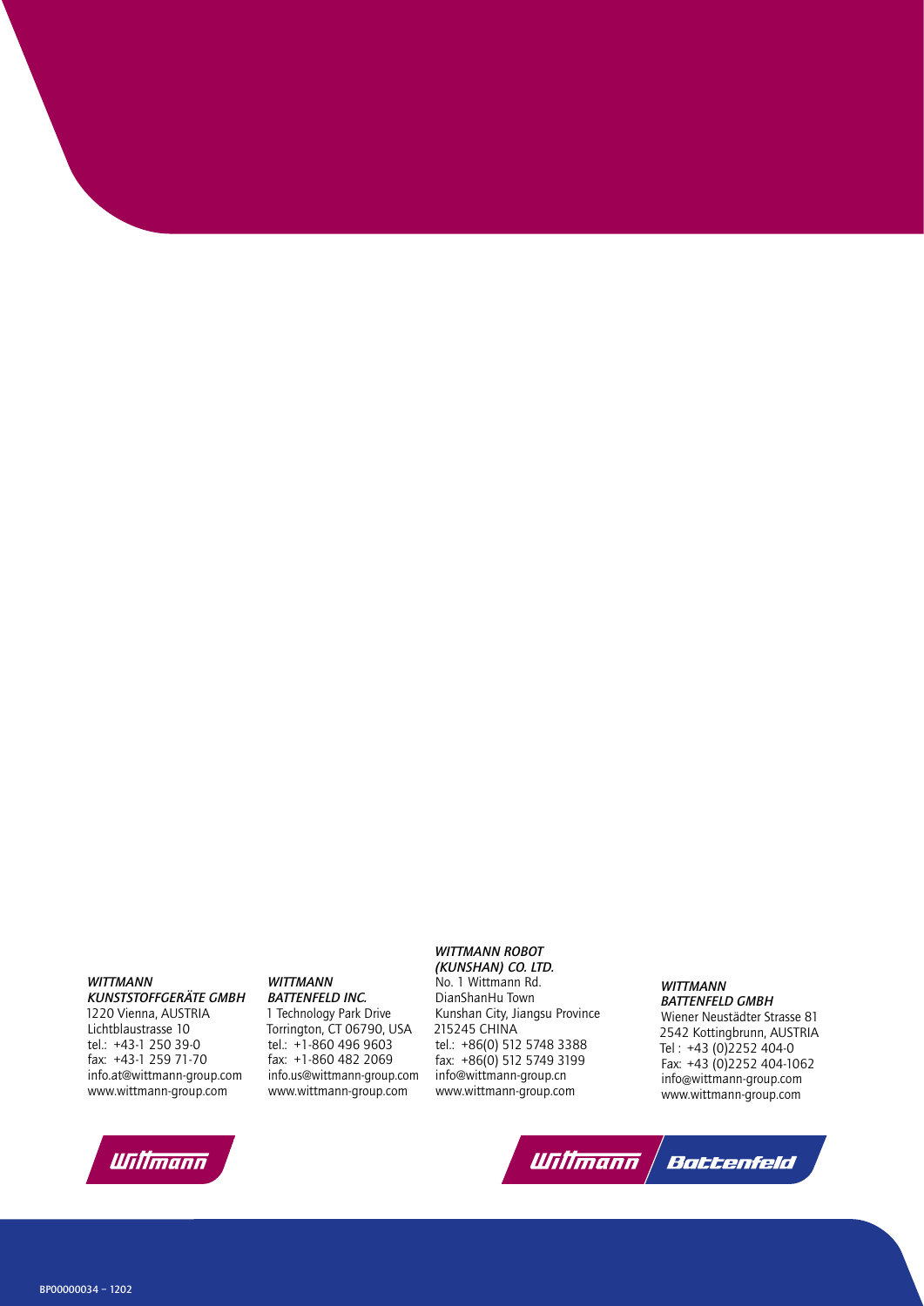*WITTMANN*
*KUNSTSTOFFGERÄTE GMBH*
1220 Vienna, AUSTRIA
Lichtblaustrasse 10
tel.: +43-1 250 39-0
fax: +43-1 259 71-70
info.at@wittmann-group.com
www.wittmann-group.com

*WITTMANN*
*BATTENFELD INC.*
1 Technology Park Drive
Torrington, CT 06790, USA
tel.: +1-860 496 9603
fax: +1-860 482 2069
info.us@wittmann-group.com
www.wittmann-group.com

*WITTMANN ROBOT*
*(KUNSHAN) CO. LTD.*
No. 1 Wittmann Rd.
DianShanHu Town
Kunshan City, Jiangsu Province
215245 CHINA
tel.: +86(0) 512 5748 3388
fax: +86(0) 512 5749 3199
info@wittmann-group.cn
www.wittmann-group.com

*WITTMANN*
*BATTENFELD GMBH*
Wiener Neustädter Strasse 81
2542 Kottingbrunn, AUSTRIA
Tel : +43 (0)2252 404-0
Fax: +43 (0)2252 404-1062
info@wittmann-group.com
www.wittmann-group.com

Wittmann

Wittmann Battenfeld

BP00000034 – 1202